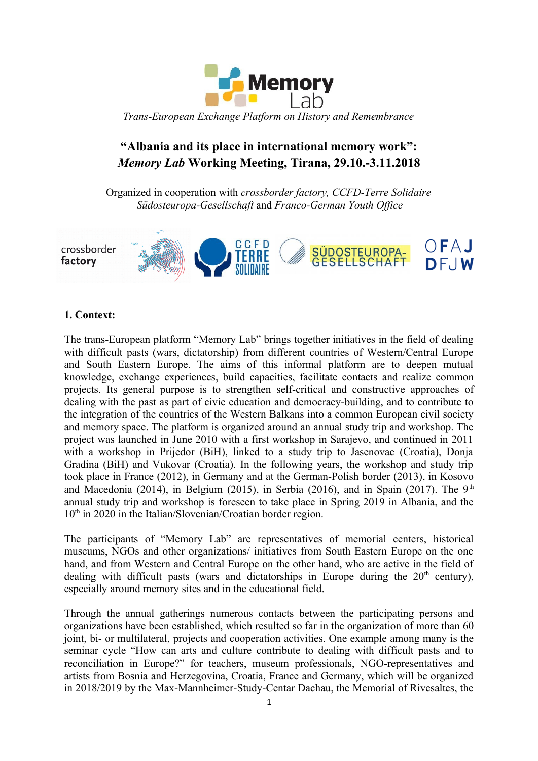Memory Lab

*Trans-European Exchange Platform on History and Remembrance*

# "Albania and its place in international memory work": *Memory Lab* Working Meeting, Tirana, 29.10.-3.11.2018

Organized in cooperation with *crossborder factory, CCFD-Terre Solidaire Südosteuropa-Gesellschaft* and *Franco-German Youth Office*

crossborder factory | CCFD TERRE SOLIDAIRE | SÜDOSTEUROPA-GESELLSCHAFT | OFAJ DFJW

## 1. Context:

The trans-European platform "Memory Lab" brings together initiatives in the field of dealing with difficult pasts (wars, dictatorship) from different countries of Western/Central Europe and South Eastern Europe. The aims of this informal platform are to deepen mutual knowledge, exchange experiences, build capacities, facilitate contacts and realize common projects. Its general purpose is to strengthen self-critical and constructive approaches of dealing with the past as part of civic education and democracy-building, and to contribute to the integration of the countries of the Western Balkans into a common European civil society and memory space. The platform is organized around an annual study trip and workshop. The project was launched in June 2010 with a first workshop in Sarajevo, and continued in 2011 with a workshop in Prijedor (BiH), linked to a study trip to Jasenovac (Croatia), Donja Gradina (BiH) and Vukovar (Croatia). In the following years, the workshop and study trip took place in France (2012), in Germany and at the German-Polish border (2013), in Kosovo and Macedonia (2014), in Belgium (2015), in Serbia (2016), and in Spain (2017). The 9th annual study trip and workshop is foreseen to take place in Spring 2019 in Albania, and the 10th in 2020 in the Italian/Slovenian/Croatian border region.

The participants of "Memory Lab" are representatives of memorial centers, historical museums, NGOs and other organizations/ initiatives from South Eastern Europe on the one hand, and from Western and Central Europe on the other hand, who are active in the field of dealing with difficult pasts (wars and dictatorships in Europe during the 20th century), especially around memory sites and in the educational field.

Through the annual gatherings numerous contacts between the participating persons and organizations have been established, which resulted so far in the organization of more than 60 joint, bi- or multilateral, projects and cooperation activities. One example among many is the seminar cycle "How can arts and culture contribute to dealing with difficult pasts and to reconciliation in Europe?" for teachers, museum professionals, NGO-representatives and artists from Bosnia and Herzegovina, Croatia, France and Germany, which will be organized in 2018/2019 by the Max-Mannheimer-Study-Centar Dachau, the Memorial of Rivesaltes, the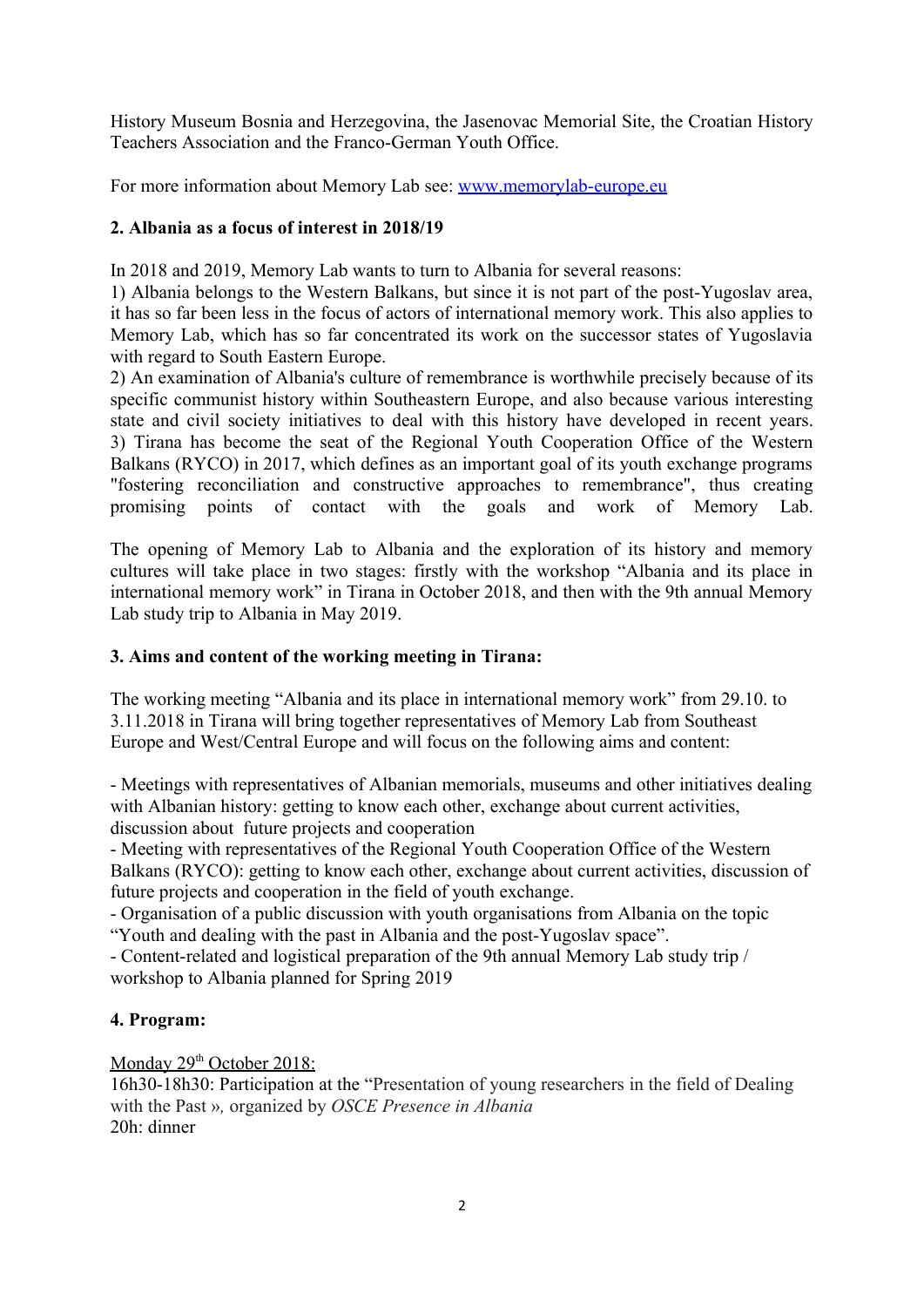History Museum Bosnia and Herzegovina, the Jasenovac Memorial Site, the Croatian History Teachers Association and the Franco-German Youth Office.

For more information about Memory Lab see: [www.memorylab-europe.eu](www.memorylab-europe.eu)

## 2. Albania as a focus of interest in 2018/19

In 2018 and 2019, Memory Lab wants to turn to Albania for several reasons:
1) Albania belongs to the Western Balkans, but since it is not part of the post-Yugoslav area, it has so far been less in the focus of actors of international memory work. This also applies to Memory Lab, which has so far concentrated its work on the successor states of Yugoslavia with regard to South Eastern Europe.
2) An examination of Albania's culture of remembrance is worthwhile precisely because of its specific communist history within Southeastern Europe, and also because various interesting state and civil society initiatives to deal with this history have developed in recent years.
3) Tirana has become the seat of the Regional Youth Cooperation Office of the Western Balkans (RYCO) in 2017, which defines as an important goal of its youth exchange programs "fostering reconciliation and constructive approaches to remembrance", thus creating promising points of contact with the goals and work of Memory Lab.

The opening of Memory Lab to Albania and the exploration of its history and memory cultures will take place in two stages: firstly with the workshop "Albania and its place in international memory work" in Tirana in October 2018, and then with the 9th annual Memory Lab study trip to Albania in May 2019.

## 3. Aims and content of the working meeting in Tirana:

The working meeting "Albania and its place in international memory work" from 29.10. to 3.11.2018 in Tirana will bring together representatives of Memory Lab from Southeast Europe and West/Central Europe and will focus on the following aims and content:

- Meetings with representatives of Albanian memorials, museums and other initiatives dealing with Albanian history: getting to know each other, exchange about current activities, discussion about future projects and cooperation
- Meeting with representatives of the Regional Youth Cooperation Office of the Western Balkans (RYCO): getting to know each other, exchange about current activities, discussion of future projects and cooperation in the field of youth exchange.
- Organisation of a public discussion with youth organisations from Albania on the topic "Youth and dealing with the past in Albania and the post-Yugoslav space".
- Content-related and logistical preparation of the 9th annual Memory Lab study trip / workshop to Albania planned for Spring 2019

## 4. Program:

Monday 29th October 2018:
16h30-18h30: Participation at the "Presentation of young researchers in the field of Dealing with the Past », organized by *OSCE Presence in Albania*
20h: dinner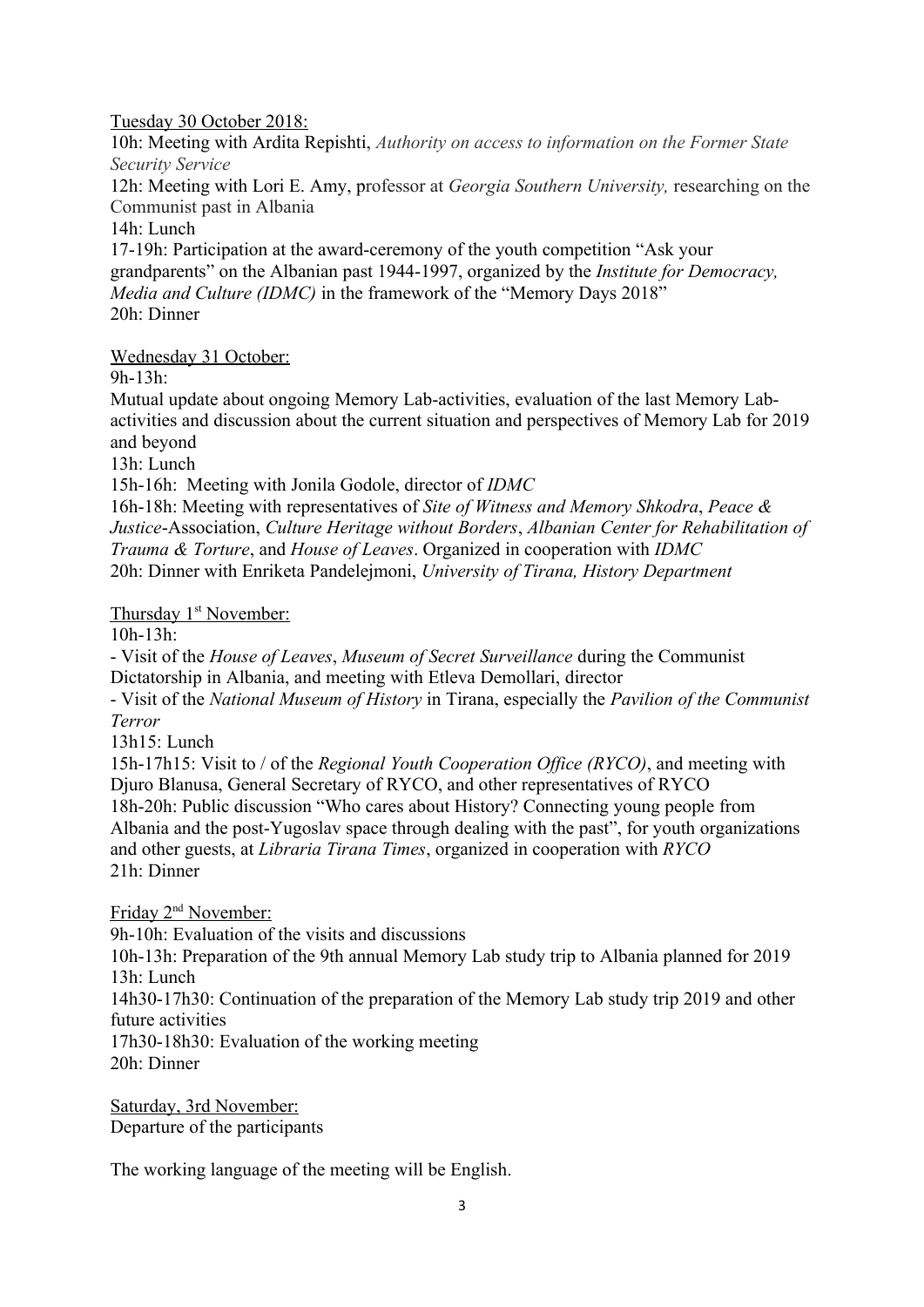Tuesday 30 October 2018:

10h: Meeting with Ardita Repishti, *Authority on access to information on the Former State Security Service*

12h: Meeting with Lori E. Amy, professor at *Georgia Southern University,* researching on the Communist past in Albania

14h: Lunch

17-19h: Participation at the award-ceremony of the youth competition "Ask your grandparents" on the Albanian past 1944-1997, organized by the *Institute for Democracy, Media and Culture (IDMC)* in the framework of the "Memory Days 2018"

20h: Dinner

Wednesday 31 October:

9h-13h:

Mutual update about ongoing Memory Lab-activities, evaluation of the last Memory Lab-activities and discussion about the current situation and perspectives of Memory Lab for 2019 and beyond

13h: Lunch

15h-16h: Meeting with Jonila Godole, director of *IDMC*

16h-18h: Meeting with representatives of *Site of Witness and Memory Shkodra*, *Peace & Justice*-Association, *Culture Heritage without Borders*, *Albanian Center for Rehabilitation of Trauma & Torture*, and *House of Leaves*. Organized in cooperation with *IDMC*

20h: Dinner with Enriketa Pandelejmoni, *University of Tirana, History Department*

Thursday 1st November:

10h-13h:

- Visit of the *House of Leaves*, *Museum of Secret Surveillance* during the Communist Dictatorship in Albania, and meeting with Etleva Demollari, director
- Visit of the *National Museum of History* in Tirana, especially the *Pavilion of the Communist Terror*

13h15: Lunch

15h-17h15: Visit to / of the *Regional Youth Cooperation Office (RYCO)*, and meeting with Djuro Blanusa, General Secretary of RYCO, and other representatives of RYCO

18h-20h: Public discussion "Who cares about History? Connecting young people from Albania and the post-Yugoslav space through dealing with the past", for youth organizations and other guests, at *Libraria Tirana Times*, organized in cooperation with *RYCO*

21h: Dinner

Friday 2nd November:

9h-10h: Evaluation of the visits and discussions

10h-13h: Preparation of the 9th annual Memory Lab study trip to Albania planned for 2019

13h: Lunch

14h30-17h30: Continuation of the preparation of the Memory Lab study trip 2019 and other future activities

17h30-18h30: Evaluation of the working meeting

20h: Dinner

Saturday, 3rd November:

Departure of the participants

The working language of the meeting will be English.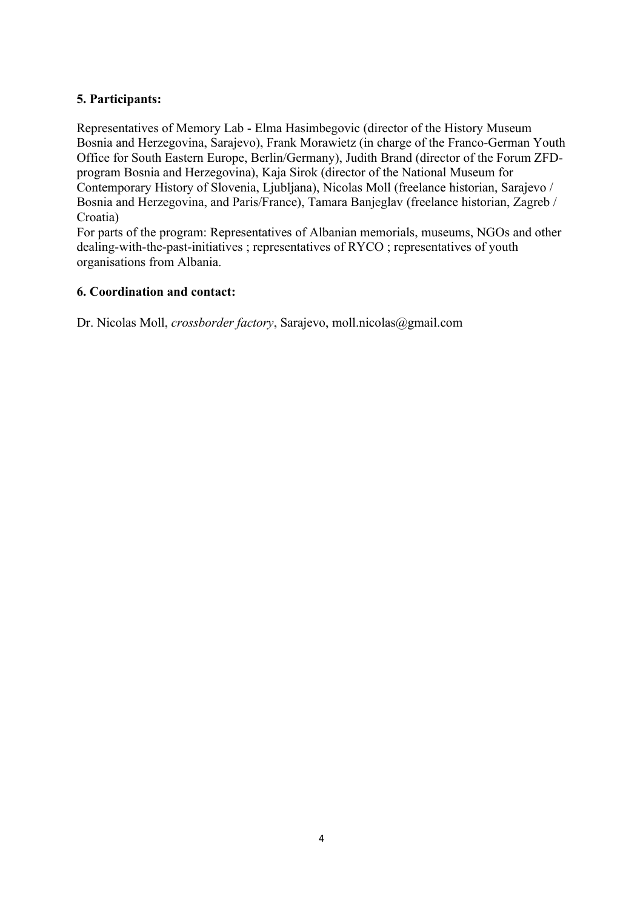### 5. Participants:

Representatives of Memory Lab - Elma Hasimbegovic (director of the History Museum Bosnia and Herzegovina, Sarajevo), Frank Morawietz (in charge of the Franco-German Youth Office for South Eastern Europe, Berlin/Germany), Judith Brand (director of the Forum ZFD-program Bosnia and Herzegovina), Kaja Sirok (director of the National Museum for Contemporary History of Slovenia, Ljubljana), Nicolas Moll (freelance historian, Sarajevo / Bosnia and Herzegovina, and Paris/France), Tamara Banjeglav (freelance historian, Zagreb / Croatia)

For parts of the program: Representatives of Albanian memorials, museums, NGOs and other dealing-with-the-past-initiatives ; representatives of RYCO ; representatives of youth organisations from Albania.

### 6. Coordination and contact:

Dr. Nicolas Moll, *crossborder factory*, Sarajevo, moll.nicolas@gmail.com